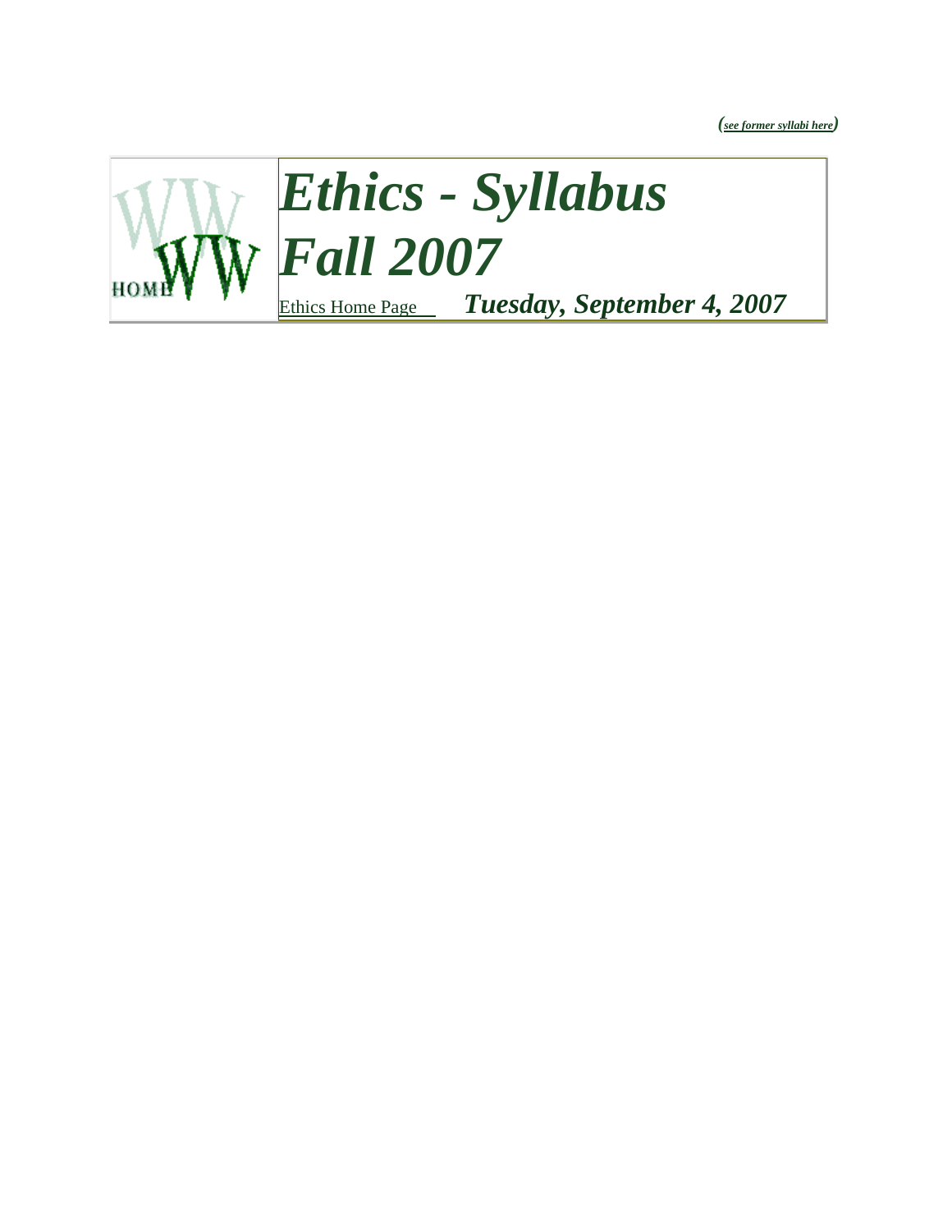*(see former syllabi here)*

HOME

# *Ethics - Syllabus Fall 2007*

Ethics Home Page ***Tuesday, September 4, 2007***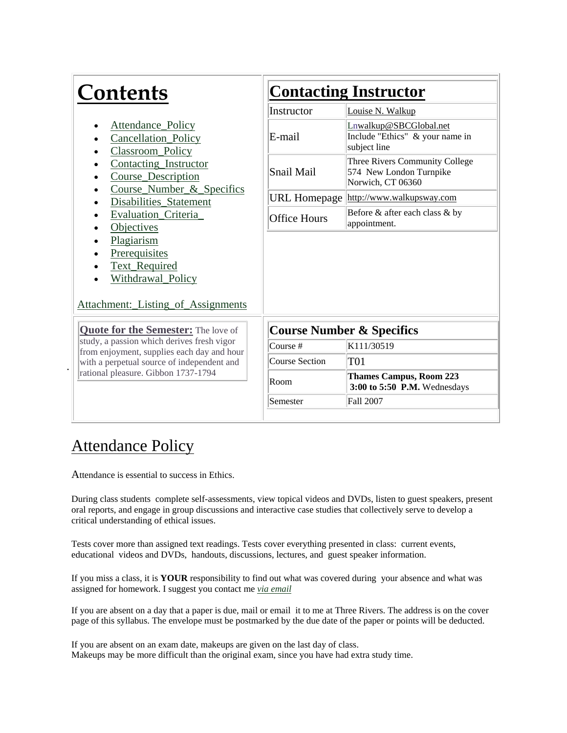# Contents

- Attendance_Policy
- Cancellation_Policy
- Classroom_Policy
- Contacting_Instructor
- Course_Description
- Course_Number_&_Specifics
- Disabilities_Statement
- Evaluation_Criteria_
- Objectives
- Plagiarism
- Prerequisites
- Text_Required
- Withdrawal_Policy

Attachment:_Listing_of_Assignments

## Contacting Instructor

| Instructor | Louise N. Walkup |
|---|---|
| E-mail | Lnwalkup@SBCGlobal.net<br>Include "Ethics" & your name in subject line |
| Snail Mail | Three Rivers Community College<br>574 New London Turnpike<br>Norwich, CT 06360 |
| URL Homepage | http://www.walkupsway.com |
| Office Hours | Before & after each class & by appointment. |

**Quote for the Semester:** The love of study, a passion which derives fresh vigor from enjoyment, supplies each day and hour with a perpetual source of independent and rational pleasure. Gibbon 1737-1794

## Course Number & Specifics

| Course # | K111/30519 |
|---|---|
| Course Section | T01 |
| Room | **Thames Campus, Room 223**<br>**3:00 to 5:50 P.M.** Wednesdays |
| Semester | Fall 2007 |

## Attendance Policy

Attendance is essential to success in Ethics.

During class students complete self-assessments, view topical videos and DVDs, listen to guest speakers, present oral reports, and engage in group discussions and interactive case studies that collectively serve to develop a critical understanding of ethical issues.

Tests cover more than assigned text readings. Tests cover everything presented in class: current events, educational videos and DVDs, handouts, discussions, lectures, and guest speaker information.

If you miss a class, it is **YOUR** responsibility to find out what was covered during your absence and what was assigned for homework. I suggest you contact me *via email*

If you are absent on a day that a paper is due, mail or email it to me at Three Rivers. The address is on the cover page of this syllabus. The envelope must be postmarked by the due date of the paper or points will be deducted.

If you are absent on an exam date, makeups are given on the last day of class.
Makeups may be more difficult than the original exam, since you have had extra study time.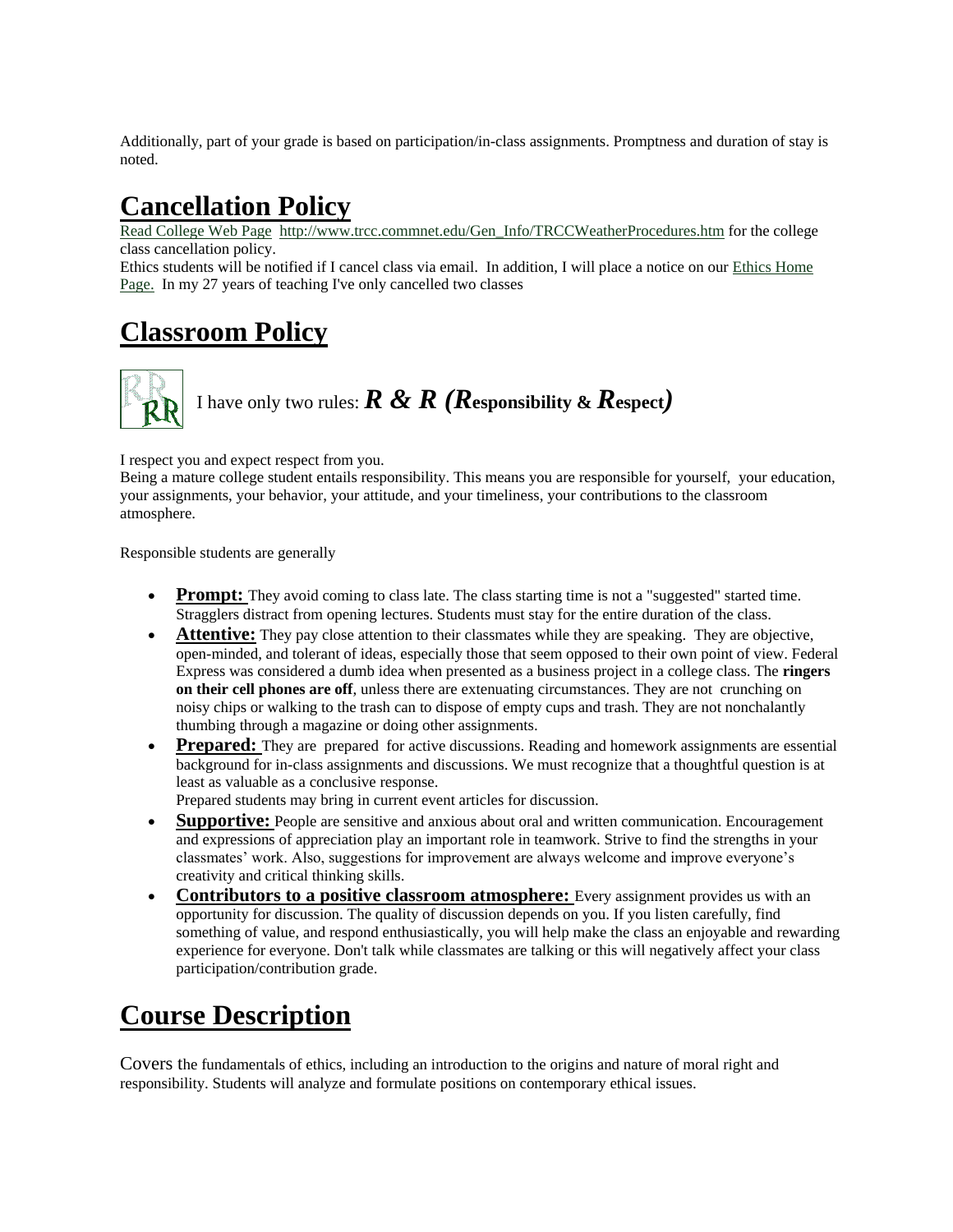Additionally, part of your grade is based on participation/in-class assignments. Promptness and duration of stay is noted.

# Cancellation Policy

Read College Web Page http://www.trcc.commnet.edu/Gen_Info/TRCCWeatherProcedures.htm for the college class cancellation policy.
Ethics students will be notified if I cancel class via email. In addition, I will place a notice on our Ethics Home Page. In my 27 years of teaching I've only cancelled two classes

# Classroom Policy

I have only two rules: ***R & R (R*****esponsibility &** ***R*****espect*****)***

I respect you and expect respect from you.
Being a mature college student entails responsibility. This means you are responsible for yourself, your education, your assignments, your behavior, your attitude, and your timeliness, your contributions to the classroom atmosphere.

Responsible students are generally

- **Prompt:** They avoid coming to class late. The class starting time is not a "suggested" started time. Stragglers distract from opening lectures. Students must stay for the entire duration of the class.
- **Attentive:** They pay close attention to their classmates while they are speaking. They are objective, open-minded, and tolerant of ideas, especially those that seem opposed to their own point of view. Federal Express was considered a dumb idea when presented as a business project in a college class. The **ringers on their cell phones are off**, unless there are extenuating circumstances. They are not crunching on noisy chips or walking to the trash can to dispose of empty cups and trash. They are not nonchalantly thumbing through a magazine or doing other assignments.
- **Prepared:** They are prepared for active discussions. Reading and homework assignments are essential background for in-class assignments and discussions. We must recognize that a thoughtful question is at least as valuable as a conclusive response.
  Prepared students may bring in current event articles for discussion.
- **Supportive:** People are sensitive and anxious about oral and written communication. Encouragement and expressions of appreciation play an important role in teamwork. Strive to find the strengths in your classmates' work. Also, suggestions for improvement are always welcome and improve everyone's creativity and critical thinking skills.
- **Contributors to a positive classroom atmosphere:** Every assignment provides us with an opportunity for discussion. The quality of discussion depends on you. If you listen carefully, find something of value, and respond enthusiastically, you will help make the class an enjoyable and rewarding experience for everyone. Don't talk while classmates are talking or this will negatively affect your class participation/contribution grade.

# Course Description

Covers the fundamentals of ethics, including an introduction to the origins and nature of moral right and responsibility. Students will analyze and formulate positions on contemporary ethical issues.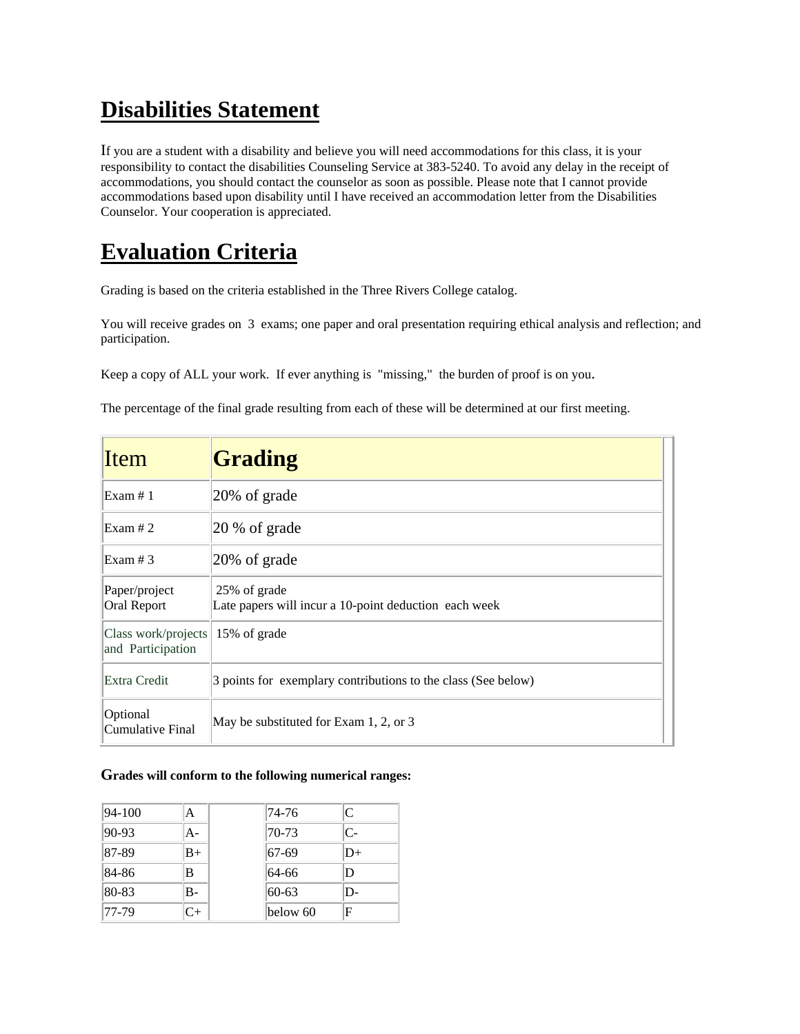## Disabilities Statement

If you are a student with a disability and believe you will need accommodations for this class, it is your responsibility to contact the disabilities Counseling Service at 383-5240. To avoid any delay in the receipt of accommodations, you should contact the counselor as soon as possible. Please note that I cannot provide accommodations based upon disability until I have received an accommodation letter from the Disabilities Counselor. Your cooperation is appreciated.

## Evaluation Criteria

Grading is based on the criteria established in the Three Rivers College catalog.

You will receive grades on 3 exams; one paper and oral presentation requiring ethical analysis and reflection; and participation.

Keep a copy of ALL your work. If ever anything is "missing," the burden of proof is on you.

The percentage of the final grade resulting from each of these will be determined at our first meeting.

| Item | **Grading** |
|---|---|
| Exam # 1 | 20% of grade |
| Exam # 2 | 20 % of grade |
| Exam # 3 | 20% of grade |
| Paper/project Oral Report | 25% of grade<br>Late papers will incur a 10-point deduction each week |
| Class work/projects and Participation | 15% of grade |
| Extra Credit | 3 points for exemplary contributions to the class (See below) |
| Optional Cumulative Final | May be substituted for Exam 1, 2, or 3 |

**Grades will conform to the following numerical ranges:**

| | | | | |
|---|---|---|---|---|
| 94-100 | A | | 74-76 | C |
| 90-93 | A- | | 70-73 | C- |
| 87-89 | B+ | | 67-69 | D+ |
| 84-86 | B | | 64-66 | D |
| 80-83 | B- | | 60-63 | D- |
| 77-79 | C+ | | below 60 | F |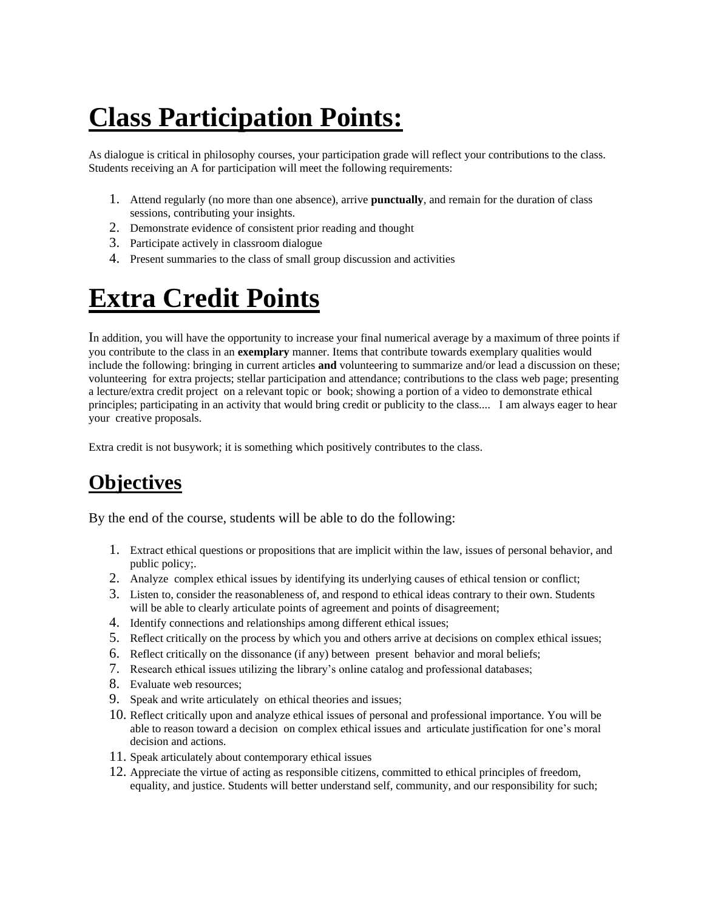# Class Participation Points:

As dialogue is critical in philosophy courses, your participation grade will reflect your contributions to the class. Students receiving an A for participation will meet the following requirements:

1. Attend regularly (no more than one absence), arrive **punctually**, and remain for the duration of class sessions, contributing your insights.
2. Demonstrate evidence of consistent prior reading and thought
3. Participate actively in classroom dialogue
4. Present summaries to the class of small group discussion and activities

# Extra Credit Points

In addition, you will have the opportunity to increase your final numerical average by a maximum of three points if you contribute to the class in an **exemplary** manner. Items that contribute towards exemplary qualities would include the following: bringing in current articles **and** volunteering to summarize and/or lead a discussion on these; volunteering for extra projects; stellar participation and attendance; contributions to the class web page; presenting a lecture/extra credit project on a relevant topic or book; showing a portion of a video to demonstrate ethical principles; participating in an activity that would bring credit or publicity to the class.... I am always eager to hear your creative proposals.

Extra credit is not busywork; it is something which positively contributes to the class.

## Objectives

By the end of the course, students will be able to do the following:

1. Extract ethical questions or propositions that are implicit within the law, issues of personal behavior, and public policy;.
2. Analyze complex ethical issues by identifying its underlying causes of ethical tension or conflict;
3. Listen to, consider the reasonableness of, and respond to ethical ideas contrary to their own. Students will be able to clearly articulate points of agreement and points of disagreement;
4. Identify connections and relationships among different ethical issues;
5. Reflect critically on the process by which you and others arrive at decisions on complex ethical issues;
6. Reflect critically on the dissonance (if any) between present behavior and moral beliefs;
7. Research ethical issues utilizing the library's online catalog and professional databases;
8. Evaluate web resources;
9. Speak and write articulately on ethical theories and issues;
10. Reflect critically upon and analyze ethical issues of personal and professional importance. You will be able to reason toward a decision on complex ethical issues and articulate justification for one's moral decision and actions.
11. Speak articulately about contemporary ethical issues
12. Appreciate the virtue of acting as responsible citizens, committed to ethical principles of freedom, equality, and justice. Students will better understand self, community, and our responsibility for such;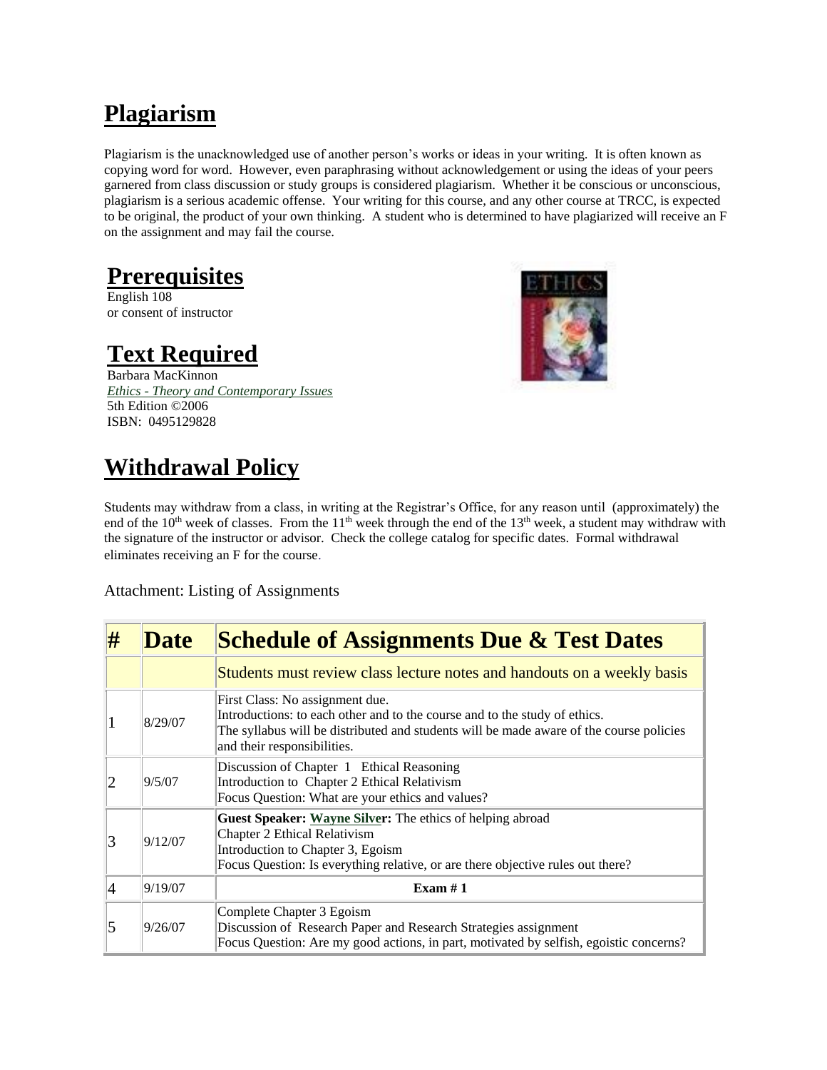## Plagiarism

Plagiarism is the unacknowledged use of another person's works or ideas in your writing. It is often known as copying word for word. However, even paraphrasing without acknowledgement or using the ideas of your peers garnered from class discussion or study groups is considered plagiarism. Whether it be conscious or unconscious, plagiarism is a serious academic offense. Your writing for this course, and any other course at TRCC, is expected to be original, the product of your own thinking. A student who is determined to have plagiarized will receive an F on the assignment and may fail the course.

## Prerequisites

English 108
or consent of instructor

## Text Required

Barbara MacKinnon
*Ethics - Theory and Contemporary Issues*
5th Edition ©2006
ISBN: 0495129828

## Withdrawal Policy

Students may withdraw from a class, in writing at the Registrar's Office, for any reason until (approximately) the end of the 10th week of classes. From the 11th week through the end of the 13th week, a student may withdraw with the signature of the instructor or advisor. Check the college catalog for specific dates. Formal withdrawal eliminates receiving an F for the course.

Attachment: Listing of Assignments

| # | Date | Schedule of Assignments Due & Test Dates |
|---|---|---|
| | | Students must review class lecture notes and handouts on a weekly basis |
| 1 | 8/29/07 | First Class: No assignment due.<br>Introductions: to each other and to the course and to the study of ethics.<br>The syllabus will be distributed and students will be made aware of the course policies and their responsibilities. |
| 2 | 9/5/07 | Discussion of Chapter 1 Ethical Reasoning<br>Introduction to Chapter 2 Ethical Relativism<br>Focus Question: What are your ethics and values? |
| 3 | 9/12/07 | **Guest Speaker: Wayne Silver:** The ethics of helping abroad<br>Chapter 2 Ethical Relativism<br>Introduction to Chapter 3, Egoism<br>Focus Question: Is everything relative, or are there objective rules out there? |
| 4 | 9/19/07 | **Exam # 1** |
| 5 | 9/26/07 | Complete Chapter 3 Egoism<br>Discussion of Research Paper and Research Strategies assignment<br>Focus Question: Are my good actions, in part, motivated by selfish, egoistic concerns? |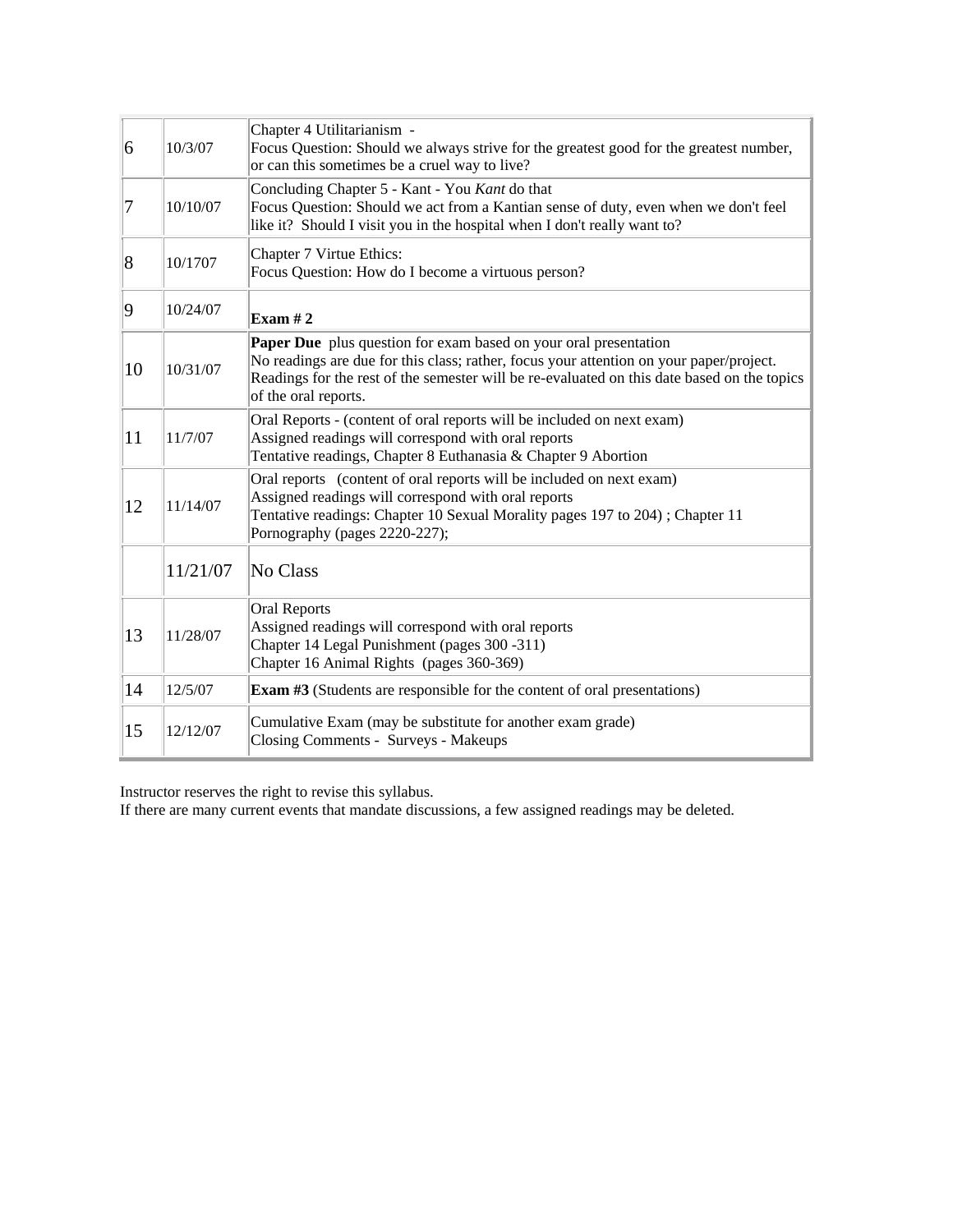| 6 | 10/3/07 | Chapter 4 Utilitarianism -<br>Focus Question: Should we always strive for the greatest good for the greatest number, or can this sometimes be a cruel way to live? |
|---|---|---|
| 7 | 10/10/07 | Concluding Chapter 5 - Kant - You *Kant* do that<br>Focus Question: Should we act from a Kantian sense of duty, even when we don't feel like it? Should I visit you in the hospital when I don't really want to? |
| 8 | 10/1707 | Chapter 7 Virtue Ethics:<br>Focus Question: How do I become a virtuous person? |
| 9 | 10/24/07 | **Exam # 2** |
| 10 | 10/31/07 | **Paper Due** plus question for exam based on your oral presentation<br>No readings are due for this class; rather, focus your attention on your paper/project. Readings for the rest of the semester will be re-evaluated on this date based on the topics of the oral reports. |
| 11 | 11/7/07 | Oral Reports - (content of oral reports will be included on next exam)<br>Assigned readings will correspond with oral reports<br>Tentative readings, Chapter 8 Euthanasia & Chapter 9 Abortion |
| 12 | 11/14/07 | Oral reports (content of oral reports will be included on next exam)<br>Assigned readings will correspond with oral reports<br>Tentative readings: Chapter 10 Sexual Morality pages 197 to 204) ; Chapter 11 Pornography (pages 2220-227); |
| | 11/21/07 | No Class |
| 13 | 11/28/07 | Oral Reports<br>Assigned readings will correspond with oral reports<br>Chapter 14 Legal Punishment (pages 300 -311)<br>Chapter 16 Animal Rights (pages 360-369) |
| 14 | 12/5/07 | **Exam #3** (Students are responsible for the content of oral presentations) |
| 15 | 12/12/07 | Cumulative Exam (may be substitute for another exam grade)<br>Closing Comments - Surveys - Makeups |

Instructor reserves the right to revise this syllabus.
If there are many current events that mandate discussions, a few assigned readings may be deleted.